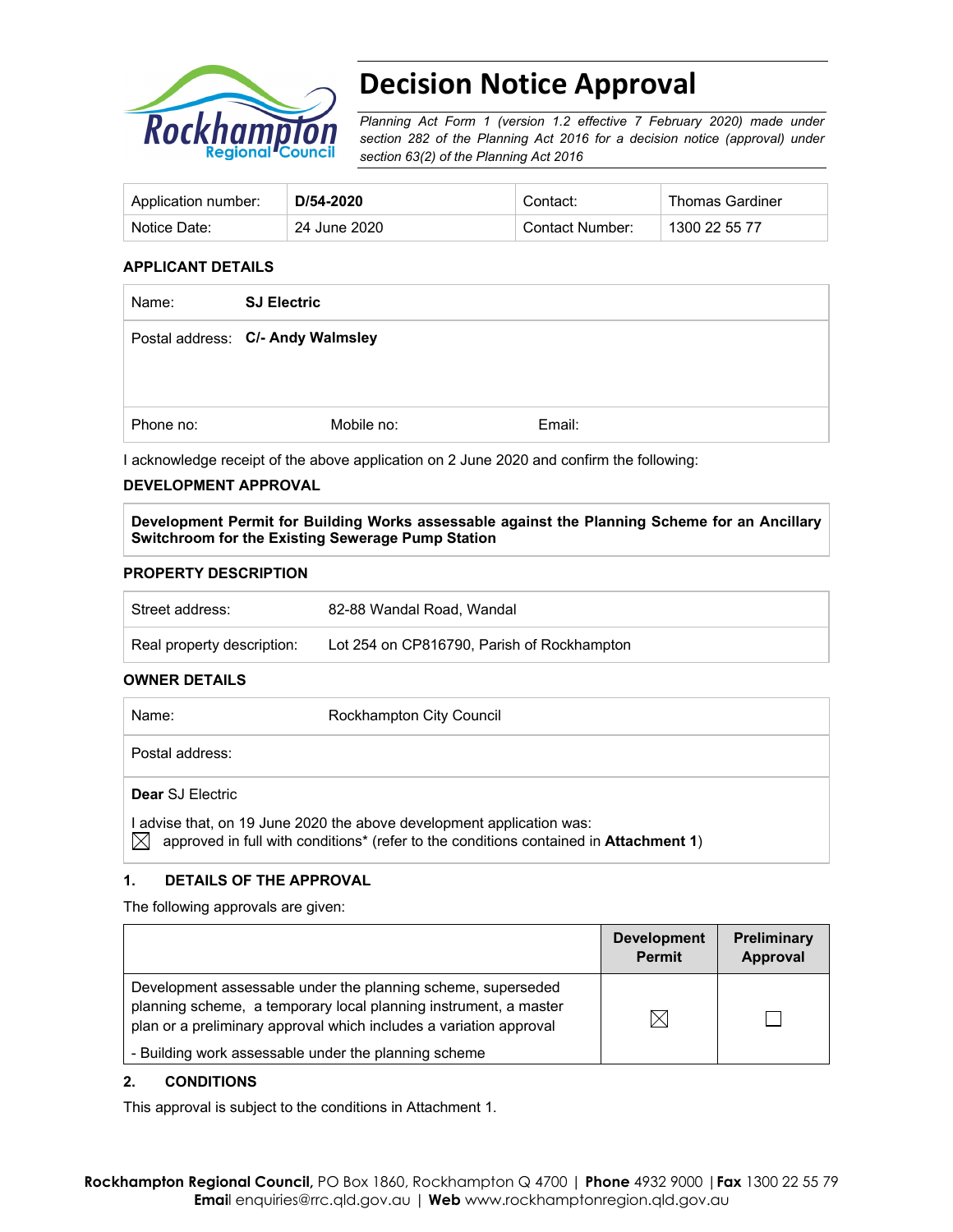# Decision Notice Approval

*Planning Act Form 1 (version 1.2 effective 7 February 2020) made under section 282 of the Planning Act 2016 for a decision notice (approval) under section 63(2) of the Planning Act 2016*

| Application number: | **D/54-2020** | Contact: | Thomas Gardiner |
|---|---|---|---|
| Notice Date: | 24 June 2020 | Contact Number: | 1300 22 55 77 |

**APPLICANT DETAILS**

| Name: | **SJ Electric** | |
|---|---|---|
| Postal address: | **C/- Andy Walmsley** | |
| Phone no: | Mobile no: | Email: |

I acknowledge receipt of the above application on 2 June 2020 and confirm the following:

**DEVELOPMENT APPROVAL**

**Development Permit for Building Works assessable against the Planning Scheme for an Ancillary Switchroom for the Existing Sewerage Pump Station**

**PROPERTY DESCRIPTION**

| Street address: | 82-88 Wandal Road, Wandal |
|---|---|
| Real property description: | Lot 254 on CP816790, Parish of Rockhampton |

**OWNER DETAILS**

| Name: | Rockhampton City Council |
|---|---|
| Postal address: | |

**Dear** SJ Electric

I advise that, on 19 June 2020 the above development application was:
☒ approved in full with conditions* (refer to the conditions contained in **Attachment 1**)

## 1. DETAILS OF THE APPROVAL

The following approvals are given:

| | Development Permit | Preliminary Approval |
|---|---|---|
| Development assessable under the planning scheme, superseded planning scheme, a temporary local planning instrument, a master plan or a preliminary approval which includes a variation approval<br>- Building work assessable under the planning scheme | ☒ | ☐ |

## 2. CONDITIONS

This approval is subject to the conditions in Attachment 1.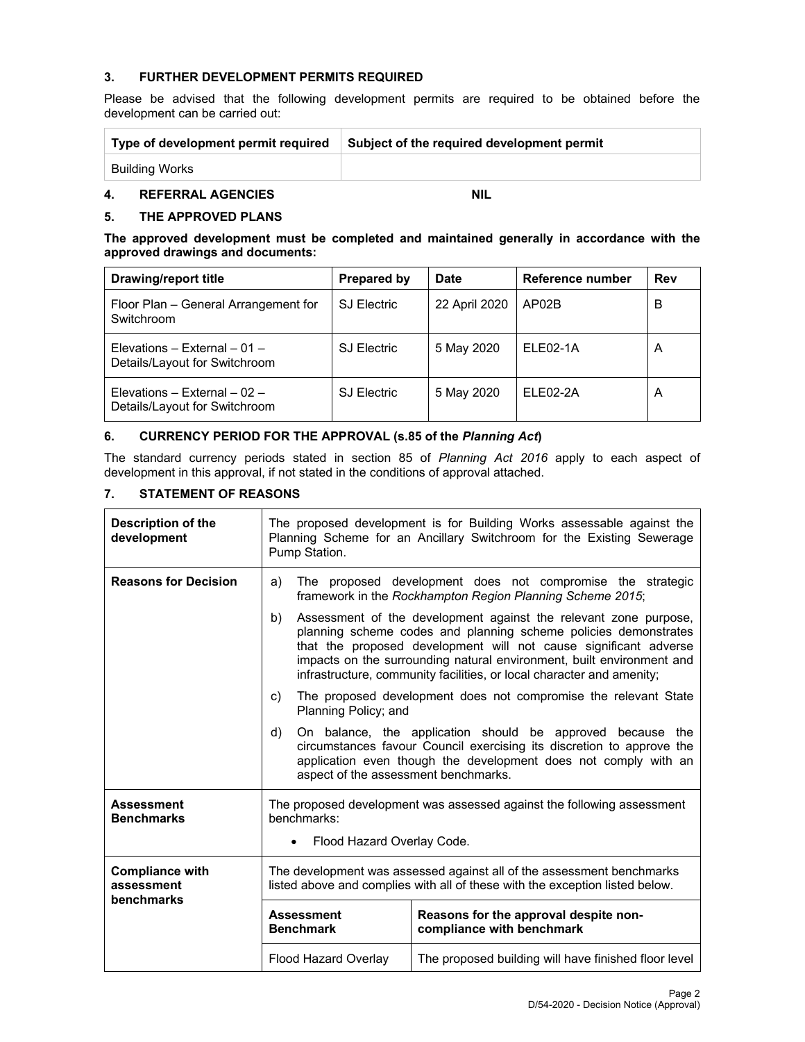## 3. FURTHER DEVELOPMENT PERMITS REQUIRED

Please be advised that the following development permits are required to be obtained before the development can be carried out:

| Type of development permit required | Subject of the required development permit |
|---|---|
| Building Works | |

## 4. REFERRAL AGENCIES NIL

## 5. THE APPROVED PLANS

**The approved development must be completed and maintained generally in accordance with the approved drawings and documents:**

| Drawing/report title | Prepared by | Date | Reference number | Rev |
|---|---|---|---|---|
| Floor Plan – General Arrangement for Switchroom | SJ Electric | 22 April 2020 | AP02B | B |
| Elevations – External – 01 – Details/Layout for Switchroom | SJ Electric | 5 May 2020 | ELE02-1A | A |
| Elevations – External – 02 – Details/Layout for Switchroom | SJ Electric | 5 May 2020 | ELE02-2A | A |

## 6. CURRENCY PERIOD FOR THE APPROVAL (s.85 of the *Planning Act*)

The standard currency periods stated in section 85 of *Planning Act 2016* apply to each aspect of development in this approval, if not stated in the conditions of approval attached.

## 7. STATEMENT OF REASONS

| | | |
|---|---|---|
| **Description of the development** | The proposed development is for Building Works assessable against the Planning Scheme for an Ancillary Switchroom for the Existing Sewerage Pump Station. | |
| **Reasons for Decision** | a) The proposed development does not compromise the strategic framework in the *Rockhampton Region Planning Scheme 2015*;<br>b) Assessment of the development against the relevant zone purpose, planning scheme codes and planning scheme policies demonstrates that the proposed development will not cause significant adverse impacts on the surrounding natural environment, built environment and infrastructure, community facilities, or local character and amenity;<br>c) The proposed development does not compromise the relevant State Planning Policy; and<br>d) On balance, the application should be approved because the circumstances favour Council exercising its discretion to approve the application even though the development does not comply with an aspect of the assessment benchmarks. | |
| **Assessment Benchmarks** | The proposed development was assessed against the following assessment benchmarks:<br>• Flood Hazard Overlay Code. | |
| **Compliance with assessment benchmarks** | The development was assessed against all of the assessment benchmarks listed above and complies with all of these with the exception listed below. | |
| | **Assessment Benchmark** | **Reasons for the approval despite non-compliance with benchmark** |
| | Flood Hazard Overlay | The proposed building will have finished floor level |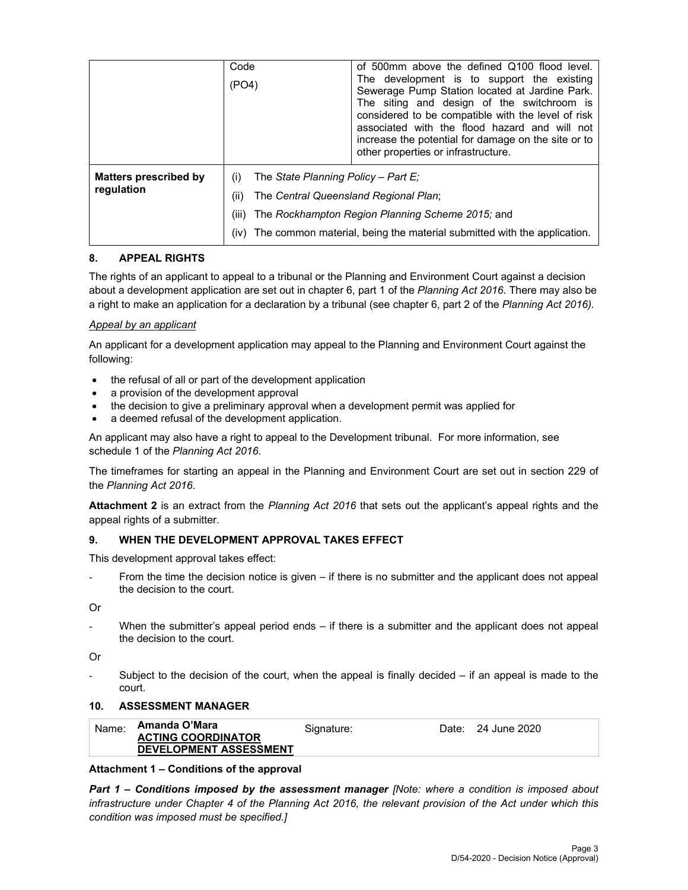|  | Code (PO4) | of 500mm above the defined Q100 flood level. The development is to support the existing Sewerage Pump Station located at Jardine Park. The siting and design of the switchroom is considered to be compatible with the level of risk associated with the flood hazard and will not increase the potential for damage on the site or to other properties or infrastructure. |
|---|---|---|
| **Matters prescribed by regulation** | (i) The *State Planning Policy – Part E;*<br>(ii) The *Central Queensland Regional Plan*;<br>(iii) The *Rockhampton Region Planning Scheme 2015;* and<br>(iv) The common material, being the material submitted with the application. | |

## 8. APPEAL RIGHTS

The rights of an applicant to appeal to a tribunal or the Planning and Environment Court against a decision about a development application are set out in chapter 6, part 1 of the *Planning Act 2016*. There may also be a right to make an application for a declaration by a tribunal (see chapter 6, part 2 of the *Planning Act 2016).*

*Appeal by an applicant*

An applicant for a development application may appeal to the Planning and Environment Court against the following:

- the refusal of all or part of the development application
- a provision of the development approval
- the decision to give a preliminary approval when a development permit was applied for
- a deemed refusal of the development application.

An applicant may also have a right to appeal to the Development tribunal. For more information, see schedule 1 of the *Planning Act 2016*.

The timeframes for starting an appeal in the Planning and Environment Court are set out in section 229 of the *Planning Act 2016*.

**Attachment 2** is an extract from the *Planning Act 2016* that sets out the applicant's appeal rights and the appeal rights of a submitter.

## 9. WHEN THE DEVELOPMENT APPROVAL TAKES EFFECT

This development approval takes effect:

- From the time the decision notice is given – if there is no submitter and the applicant does not appeal the decision to the court.

Or

- When the submitter's appeal period ends – if there is a submitter and the applicant does not appeal the decision to the court.

Or

- Subject to the decision of the court, when the appeal is finally decided – if an appeal is made to the court.

## 10. ASSESSMENT MANAGER

| Name: | **Amanda O'Mara**<br>**ACTING COORDINATOR DEVELOPMENT ASSESSMENT** | Signature: |  | Date: | 24 June 2020 |
|---|---|---|---|---|---|

### Attachment 1 – Conditions of the approval

***Part 1 – Conditions imposed by the assessment manager*** *[Note: where a condition is imposed about infrastructure under Chapter 4 of the Planning Act 2016, the relevant provision of the Act under which this condition was imposed must be specified.]*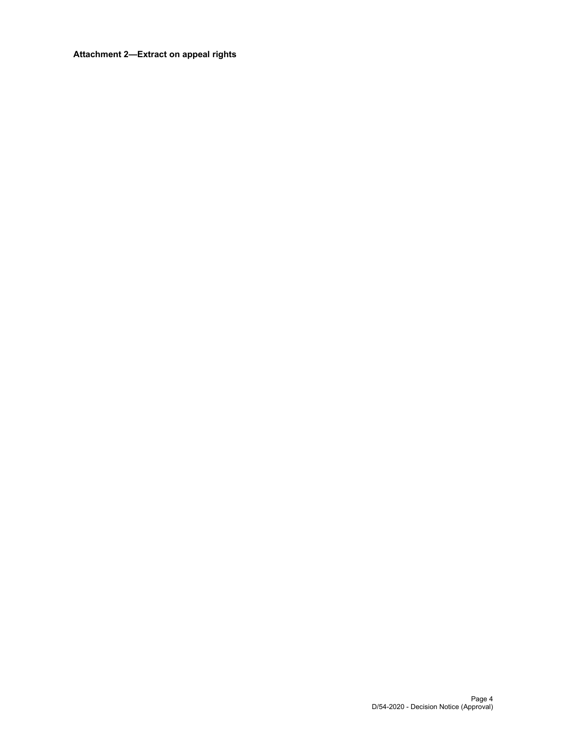**Attachment 2—Extract on appeal rights**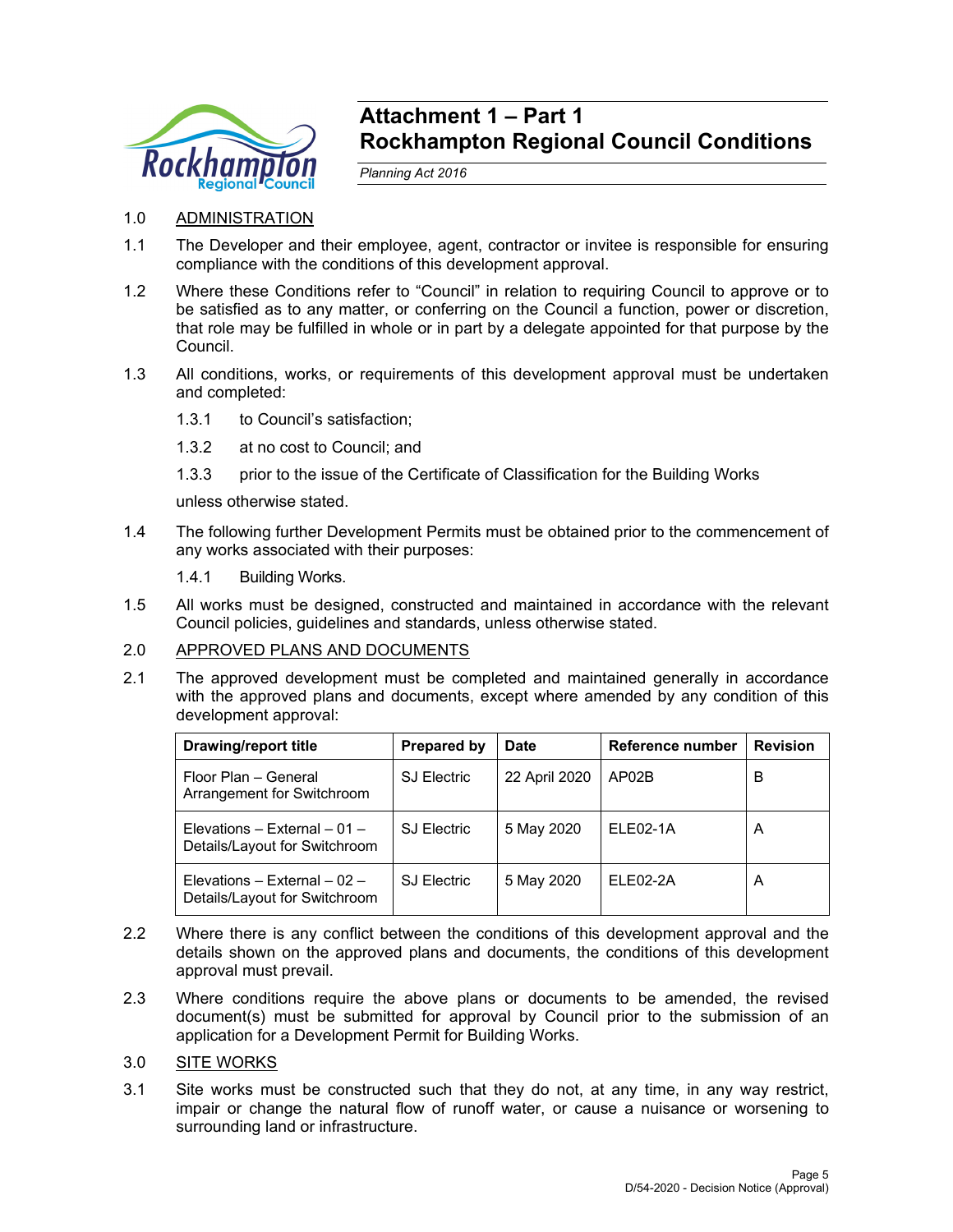# Attachment 1 – Part 1
# Rockhampton Regional Council Conditions

*Planning Act 2016*

1.0 ADMINISTRATION

1.1 The Developer and their employee, agent, contractor or invitee is responsible for ensuring compliance with the conditions of this development approval.

1.2 Where these Conditions refer to "Council" in relation to requiring Council to approve or to be satisfied as to any matter, or conferring on the Council a function, power or discretion, that role may be fulfilled in whole or in part by a delegate appointed for that purpose by the Council.

1.3 All conditions, works, or requirements of this development approval must be undertaken and completed:

1.3.1 to Council's satisfaction;

1.3.2 at no cost to Council; and

1.3.3 prior to the issue of the Certificate of Classification for the Building Works

unless otherwise stated.

1.4 The following further Development Permits must be obtained prior to the commencement of any works associated with their purposes:

1.4.1 Building Works.

1.5 All works must be designed, constructed and maintained in accordance with the relevant Council policies, guidelines and standards, unless otherwise stated.

2.0 APPROVED PLANS AND DOCUMENTS

2.1 The approved development must be completed and maintained generally in accordance with the approved plans and documents, except where amended by any condition of this development approval:

| Drawing/report title | Prepared by | Date | Reference number | Revision |
|---|---|---|---|---|
| Floor Plan – General Arrangement for Switchroom | SJ Electric | 22 April 2020 | AP02B | B |
| Elevations – External – 01 – Details/Layout for Switchroom | SJ Electric | 5 May 2020 | ELE02-1A | A |
| Elevations – External – 02 – Details/Layout for Switchroom | SJ Electric | 5 May 2020 | ELE02-2A | A |

2.2 Where there is any conflict between the conditions of this development approval and the details shown on the approved plans and documents, the conditions of this development approval must prevail.

2.3 Where conditions require the above plans or documents to be amended, the revised document(s) must be submitted for approval by Council prior to the submission of an application for a Development Permit for Building Works.

3.0 SITE WORKS

3.1 Site works must be constructed such that they do not, at any time, in any way restrict, impair or change the natural flow of runoff water, or cause a nuisance or worsening to surrounding land or infrastructure.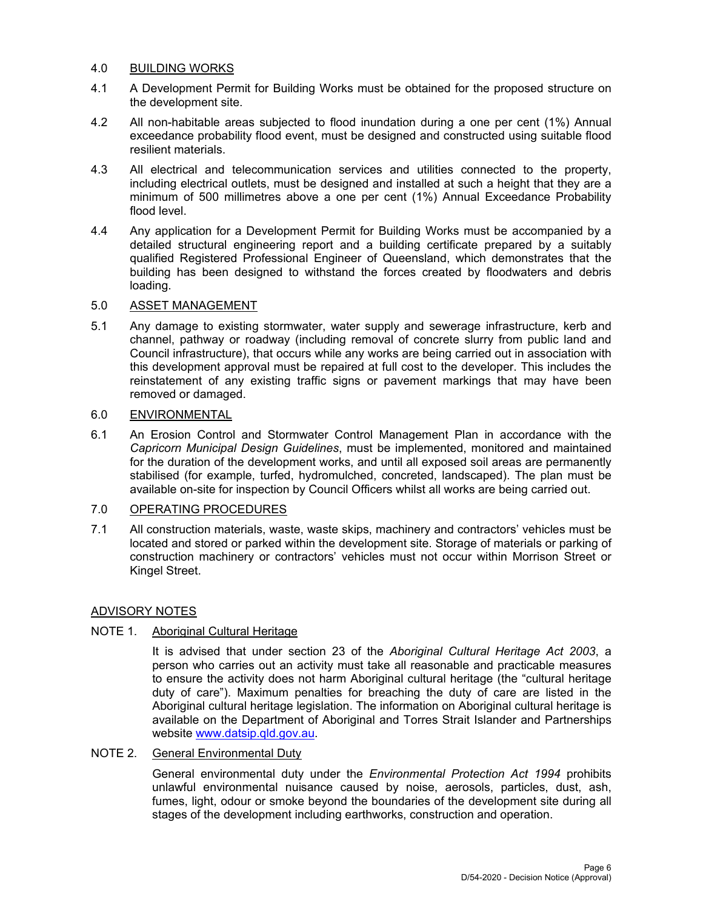## 4.0 BUILDING WORKS

4.1 A Development Permit for Building Works must be obtained for the proposed structure on the development site.

4.2 All non-habitable areas subjected to flood inundation during a one per cent (1%) Annual exceedance probability flood event, must be designed and constructed using suitable flood resilient materials.

4.3 All electrical and telecommunication services and utilities connected to the property, including electrical outlets, must be designed and installed at such a height that they are a minimum of 500 millimetres above a one per cent (1%) Annual Exceedance Probability flood level.

4.4 Any application for a Development Permit for Building Works must be accompanied by a detailed structural engineering report and a building certificate prepared by a suitably qualified Registered Professional Engineer of Queensland, which demonstrates that the building has been designed to withstand the forces created by floodwaters and debris loading.

## 5.0 ASSET MANAGEMENT

5.1 Any damage to existing stormwater, water supply and sewerage infrastructure, kerb and channel, pathway or roadway (including removal of concrete slurry from public land and Council infrastructure), that occurs while any works are being carried out in association with this development approval must be repaired at full cost to the developer. This includes the reinstatement of any existing traffic signs or pavement markings that may have been removed or damaged.

## 6.0 ENVIRONMENTAL

6.1 An Erosion Control and Stormwater Control Management Plan in accordance with the *Capricorn Municipal Design Guidelines*, must be implemented, monitored and maintained for the duration of the development works, and until all exposed soil areas are permanently stabilised (for example, turfed, hydromulched, concreted, landscaped). The plan must be available on-site for inspection by Council Officers whilst all works are being carried out.

## 7.0 OPERATING PROCEDURES

7.1 All construction materials, waste, waste skips, machinery and contractors' vehicles must be located and stored or parked within the development site. Storage of materials or parking of construction machinery or contractors' vehicles must not occur within Morrison Street or Kingel Street.

## ADVISORY NOTES

### NOTE 1. Aboriginal Cultural Heritage

It is advised that under section 23 of the *Aboriginal Cultural Heritage Act 2003*, a person who carries out an activity must take all reasonable and practicable measures to ensure the activity does not harm Aboriginal cultural heritage (the "cultural heritage duty of care"). Maximum penalties for breaching the duty of care are listed in the Aboriginal cultural heritage legislation. The information on Aboriginal cultural heritage is available on the Department of Aboriginal and Torres Strait Islander and Partnerships website [www.datsip.qld.gov.au](http://www.datsip.qld.gov.au).

### NOTE 2. General Environmental Duty

General environmental duty under the *Environmental Protection Act 1994* prohibits unlawful environmental nuisance caused by noise, aerosols, particles, dust, ash, fumes, light, odour or smoke beyond the boundaries of the development site during all stages of the development including earthworks, construction and operation.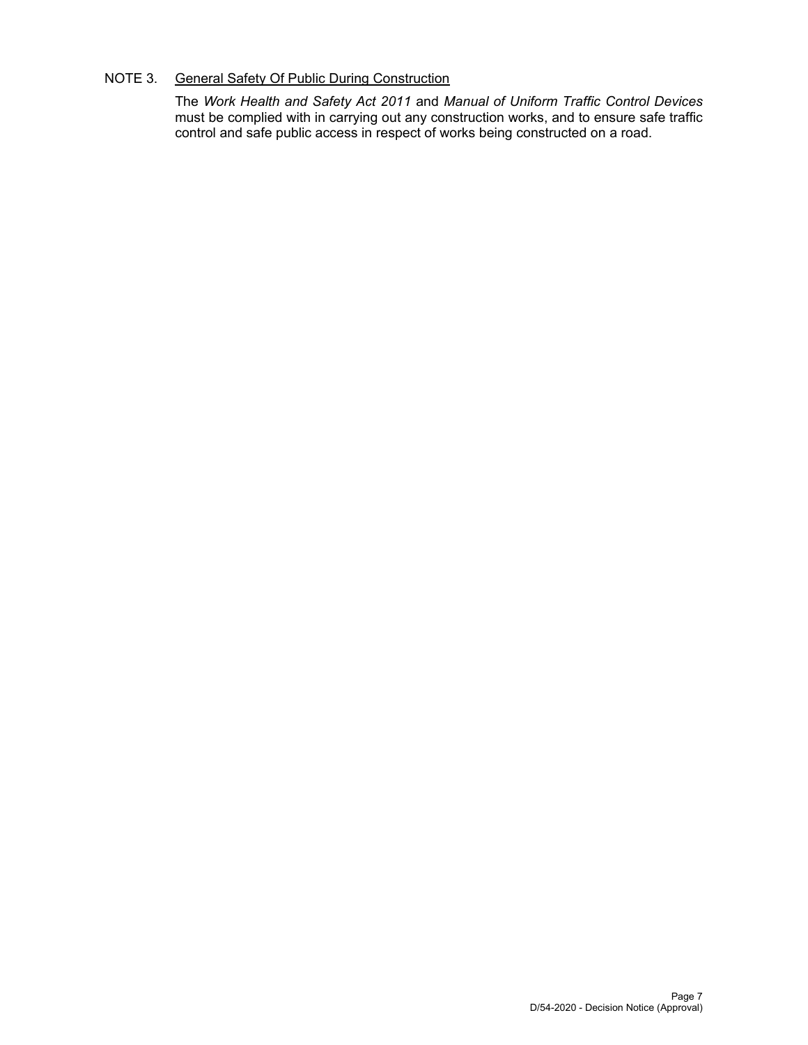NOTE 3. General Safety Of Public During Construction

The *Work Health and Safety Act 2011* and *Manual of Uniform Traffic Control Devices* must be complied with in carrying out any construction works, and to ensure safe traffic control and safe public access in respect of works being constructed on a road.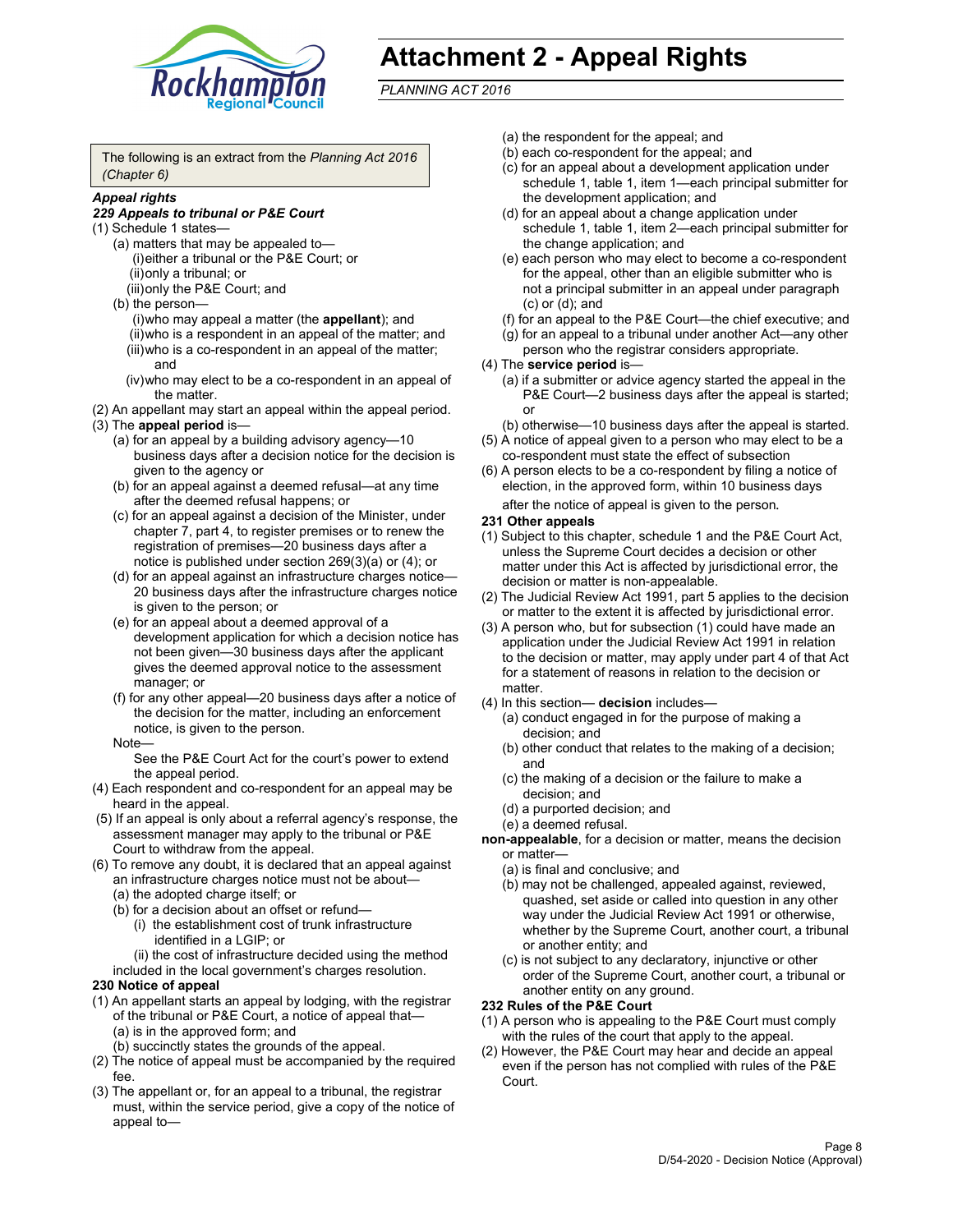# Attachment 2 - Appeal Rights

*PLANNING ACT 2016*

The following is an extract from the *Planning Act 2016 (Chapter 6)*

***Appeal rights***

***229 Appeals to tribunal or P&E Court***

(1) Schedule 1 states—

- (a) matters that may be appealed to—
  - (i) either a tribunal or the P&E Court; or
  - (ii) only a tribunal; or
  - (iii) only the P&E Court; and
- (b) the person—
  - (i) who may appeal a matter (the **appellant**); and
  - (ii) who is a respondent in an appeal of the matter; and
  - (iii) who is a co-respondent in an appeal of the matter; and
  - (iv) who may elect to be a co-respondent in an appeal of the matter.

(2) An appellant may start an appeal within the appeal period.

(3) The **appeal period** is—

- (a) for an appeal by a building advisory agency—10 business days after a decision notice for the decision is given to the agency or
- (b) for an appeal against a deemed refusal—at any time after the deemed refusal happens; or
- (c) for an appeal against a decision of the Minister, under chapter 7, part 4, to register premises or to renew the registration of premises—20 business days after a notice is published under section 269(3)(a) or (4); or
- (d) for an appeal against an infrastructure charges notice—20 business days after the infrastructure charges notice is given to the person; or
- (e) for an appeal about a deemed approval of a development application for which a decision notice has not been given—30 business days after the applicant gives the deemed approval notice to the assessment manager; or
- (f) for any other appeal—20 business days after a notice of the decision for the matter, including an enforcement notice, is given to the person.

Note—

See the P&E Court Act for the court's power to extend the appeal period.

(4) Each respondent and co-respondent for an appeal may be heard in the appeal.

(5) If an appeal is only about a referral agency's response, the assessment manager may apply to the tribunal or P&E Court to withdraw from the appeal.

(6) To remove any doubt, it is declared that an appeal against an infrastructure charges notice must not be about—

- (a) the adopted charge itself; or
- (b) for a decision about an offset or refund—
  - (i) the establishment cost of trunk infrastructure identified in a LGIP; or
  - (ii) the cost of infrastructure decided using the method included in the local government's charges resolution.

**230 Notice of appeal**

(1) An appellant starts an appeal by lodging, with the registrar of the tribunal or P&E Court, a notice of appeal that—

- (a) is in the approved form; and
- (b) succinctly states the grounds of the appeal.

(2) The notice of appeal must be accompanied by the required fee.

(3) The appellant or, for an appeal to a tribunal, the registrar must, within the service period, give a copy of the notice of appeal to—

- (a) the respondent for the appeal; and
- (b) each co-respondent for the appeal; and
- (c) for an appeal about a development application under schedule 1, table 1, item 1—each principal submitter for the development application; and
- (d) for an appeal about a change application under schedule 1, table 1, item 2—each principal submitter for the change application; and
- (e) each person who may elect to become a co-respondent for the appeal, other than an eligible submitter who is not a principal submitter in an appeal under paragraph (c) or (d); and
- (f) for an appeal to the P&E Court—the chief executive; and
- (g) for an appeal to a tribunal under another Act—any other person who the registrar considers appropriate.

(4) The **service period** is—

- (a) if a submitter or advice agency started the appeal in the P&E Court—2 business days after the appeal is started; or
- (b) otherwise—10 business days after the appeal is started.

(5) A notice of appeal given to a person who may elect to be a co-respondent must state the effect of subsection

(6) A person elects to be a co-respondent by filing a notice of election, in the approved form, within 10 business days after the notice of appeal is given to the person.

**231 Other appeals**

(1) Subject to this chapter, schedule 1 and the P&E Court Act, unless the Supreme Court decides a decision or other matter under this Act is affected by jurisdictional error, the decision or matter is non-appealable.

(2) The Judicial Review Act 1991, part 5 applies to the decision or matter to the extent it is affected by jurisdictional error.

(3) A person who, but for subsection (1) could have made an application under the Judicial Review Act 1991 in relation to the decision or matter, may apply under part 4 of that Act for a statement of reasons in relation to the decision or matter.

(4) In this section— **decision** includes—

- (a) conduct engaged in for the purpose of making a decision; and
- (b) other conduct that relates to the making of a decision; and
- (c) the making of a decision or the failure to make a decision; and
- (d) a purported decision; and
- (e) a deemed refusal.

**non-appealable**, for a decision or matter, means the decision or matter—

- (a) is final and conclusive; and
- (b) may not be challenged, appealed against, reviewed, quashed, set aside or called into question in any other way under the Judicial Review Act 1991 or otherwise, whether by the Supreme Court, another court, a tribunal or another entity; and
- (c) is not subject to any declaratory, injunctive or other order of the Supreme Court, another court, a tribunal or another entity on any ground.

**232 Rules of the P&E Court**

(1) A person who is appealing to the P&E Court must comply with the rules of the court that apply to the appeal.

(2) However, the P&E Court may hear and decide an appeal even if the person has not complied with rules of the P&E Court.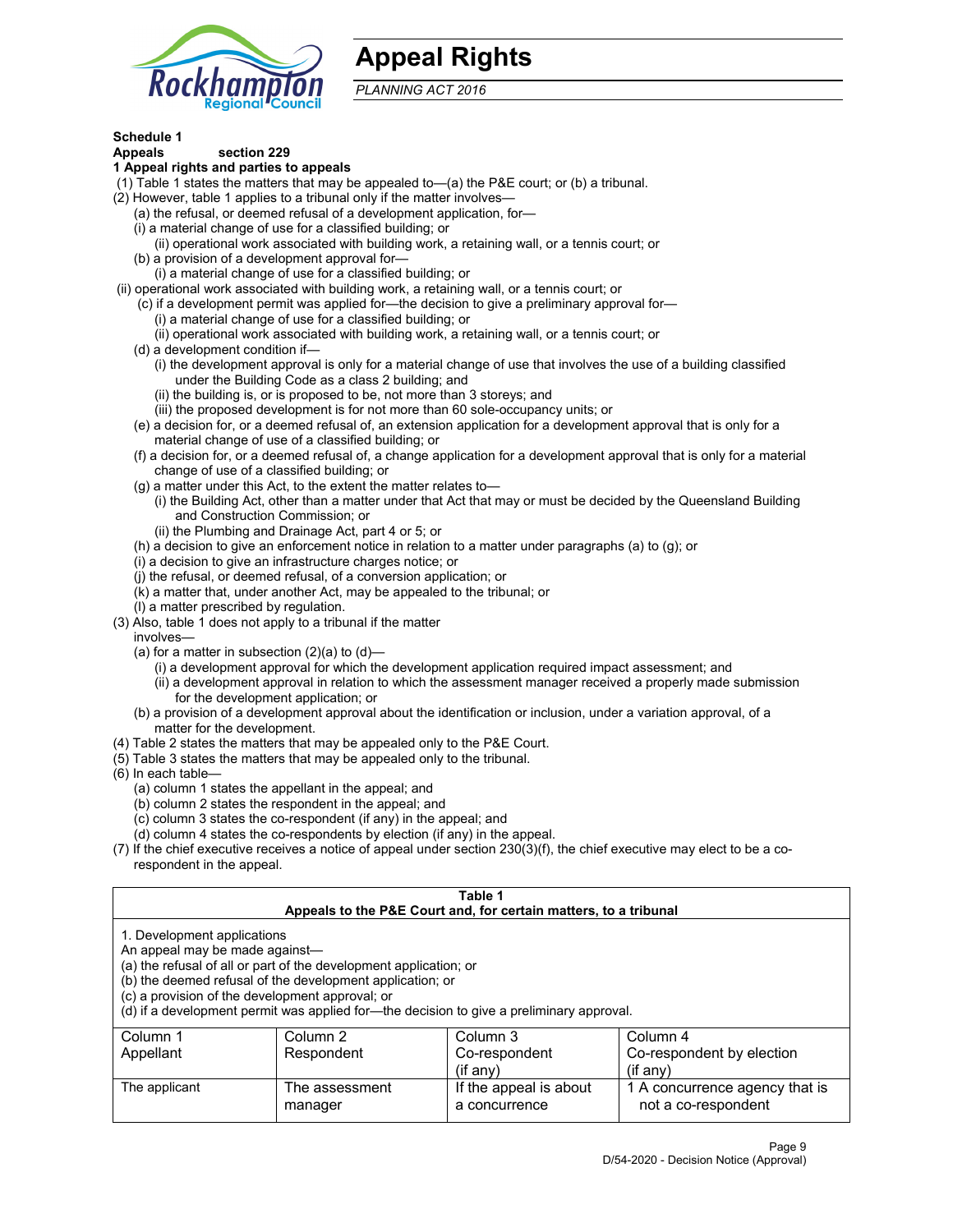# Appeal Rights

*PLANNING ACT 2016*

**Schedule 1**

**Appeals section 229**

**1 Appeal rights and parties to appeals**

(1) Table 1 states the matters that may be appealed to—(a) the P&E court; or (b) a tribunal.

(2) However, table 1 applies to a tribunal only if the matter involves—

(a) the refusal, or deemed refusal of a development application, for—

(i) a material change of use for a classified building; or

(ii) operational work associated with building work, a retaining wall, or a tennis court; or

(b) a provision of a development approval for—

(i) a material change of use for a classified building; or

(ii) operational work associated with building work, a retaining wall, or a tennis court; or

(c) if a development permit was applied for—the decision to give a preliminary approval for—

(i) a material change of use for a classified building; or

(ii) operational work associated with building work, a retaining wall, or a tennis court; or

(d) a development condition if—

(i) the development approval is only for a material change of use that involves the use of a building classified under the Building Code as a class 2 building; and

(ii) the building is, or is proposed to be, not more than 3 storeys; and

(iii) the proposed development is for not more than 60 sole-occupancy units; or

(e) a decision for, or a deemed refusal of, an extension application for a development approval that is only for a material change of use of a classified building; or

(f) a decision for, or a deemed refusal of, a change application for a development approval that is only for a material change of use of a classified building; or

(g) a matter under this Act, to the extent the matter relates to—

(i) the Building Act, other than a matter under that Act that may or must be decided by the Queensland Building and Construction Commission; or

(ii) the Plumbing and Drainage Act, part 4 or 5; or

(h) a decision to give an enforcement notice in relation to a matter under paragraphs (a) to (g); or

(i) a decision to give an infrastructure charges notice; or

(j) the refusal, or deemed refusal, of a conversion application; or

(k) a matter that, under another Act, may be appealed to the tribunal; or

(l) a matter prescribed by regulation.

(3) Also, table 1 does not apply to a tribunal if the matter involves—

(a) for a matter in subsection (2)(a) to (d)—

(i) a development approval for which the development application required impact assessment; and

(ii) a development approval in relation to which the assessment manager received a properly made submission for the development application; or

(b) a provision of a development approval about the identification or inclusion, under a variation approval, of a matter for the development.

(4) Table 2 states the matters that may be appealed only to the P&E Court.

(5) Table 3 states the matters that may be appealed only to the tribunal.

(6) In each table—

(a) column 1 states the appellant in the appeal; and

(b) column 2 states the respondent in the appeal; and

(c) column 3 states the co-respondent (if any) in the appeal; and

(d) column 4 states the co-respondents by election (if any) in the appeal.

(7) If the chief executive receives a notice of appeal under section 230(3)(f), the chief executive may elect to be a co-respondent in the appeal.

**Table 1**
**Appeals to the P&E Court and, for certain matters, to a tribunal**

1. Development applications
An appeal may be made against—
(a) the refusal of all or part of the development application; or
(b) the deemed refusal of the development application; or
(c) a provision of the development approval; or
(d) if a development permit was applied for—the decision to give a preliminary approval.

| Column 1<br>Appellant | Column 2<br>Respondent | Column 3<br>Co-respondent<br>(if any) | Column 4<br>Co-respondent by election<br>(if any) |
|---|---|---|---|
| The applicant | The assessment manager | If the appeal is about a concurrence | 1 A concurrence agency that is not a co-respondent |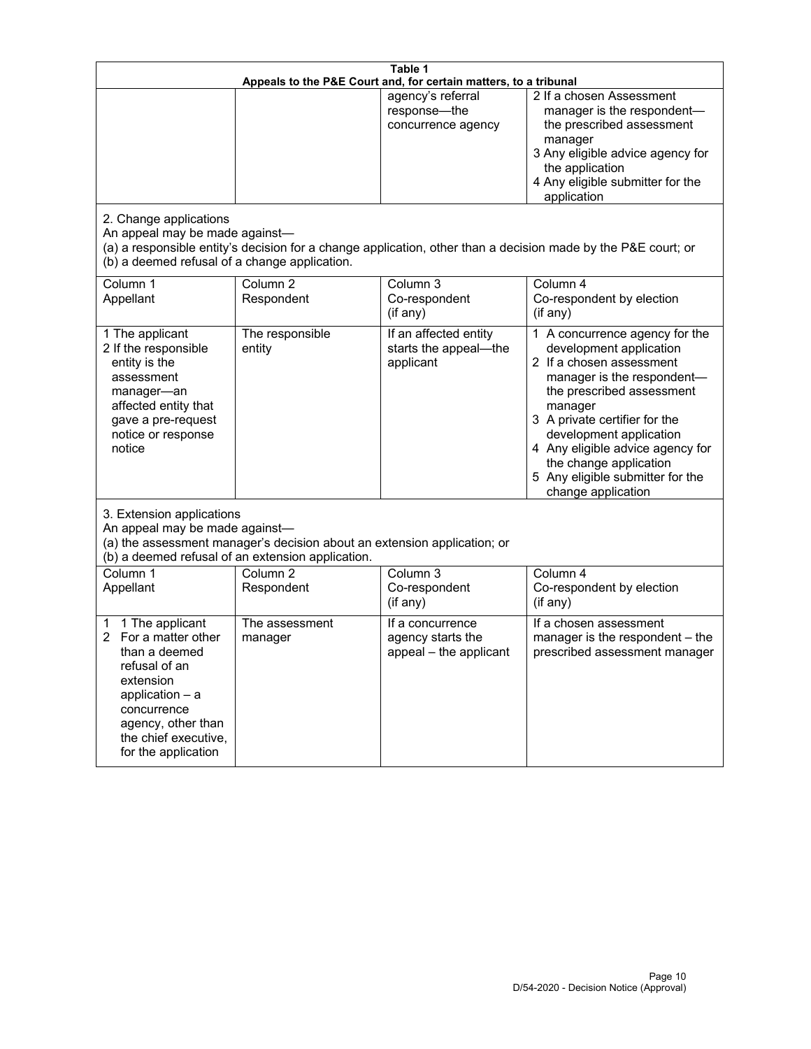**Table 1**
**Appeals to the P&E Court and, for certain matters, to a tribunal**

| | | | |
|---|---|---|---|
| | | agency's referral response—the concurrence agency | 2 If a chosen Assessment manager is the respondent—the prescribed assessment manager<br>3 Any eligible advice agency for the application<br>4 Any eligible submitter for the application |

2. Change applications

An appeal may be made against—

(a) a responsible entity's decision for a change application, other than a decision made by the P&E court; or

(b) a deemed refusal of a change application.

| Column 1<br>Appellant | Column 2<br>Respondent | Column 3<br>Co-respondent<br>(if any) | Column 4<br>Co-respondent by election<br>(if any) |
|---|---|---|---|
| 1 The applicant<br>2 If the responsible entity is the assessment manager—an affected entity that gave a pre-request notice or response notice | The responsible entity | If an affected entity starts the appeal—the applicant | 1 A concurrence agency for the development application<br>2 If a chosen assessment manager is the respondent—the prescribed assessment manager<br>3 A private certifier for the development application<br>4 Any eligible advice agency for the change application<br>5 Any eligible submitter for the change application |

3. Extension applications

An appeal may be made against—

(a) the assessment manager's decision about an extension application; or

(b) a deemed refusal of an extension application.

| Column 1<br>Appellant | Column 2<br>Respondent | Column 3<br>Co-respondent<br>(if any) | Column 4<br>Co-respondent by election<br>(if any) |
|---|---|---|---|
| 1 1 The applicant<br>2 For a matter other than a deemed refusal of an extension application – a concurrence agency, other than the chief executive, for the application | The assessment manager | If a concurrence agency starts the appeal – the applicant | If a chosen assessment manager is the respondent – the prescribed assessment manager |

D/54-2020 - Decision Notice (Approval)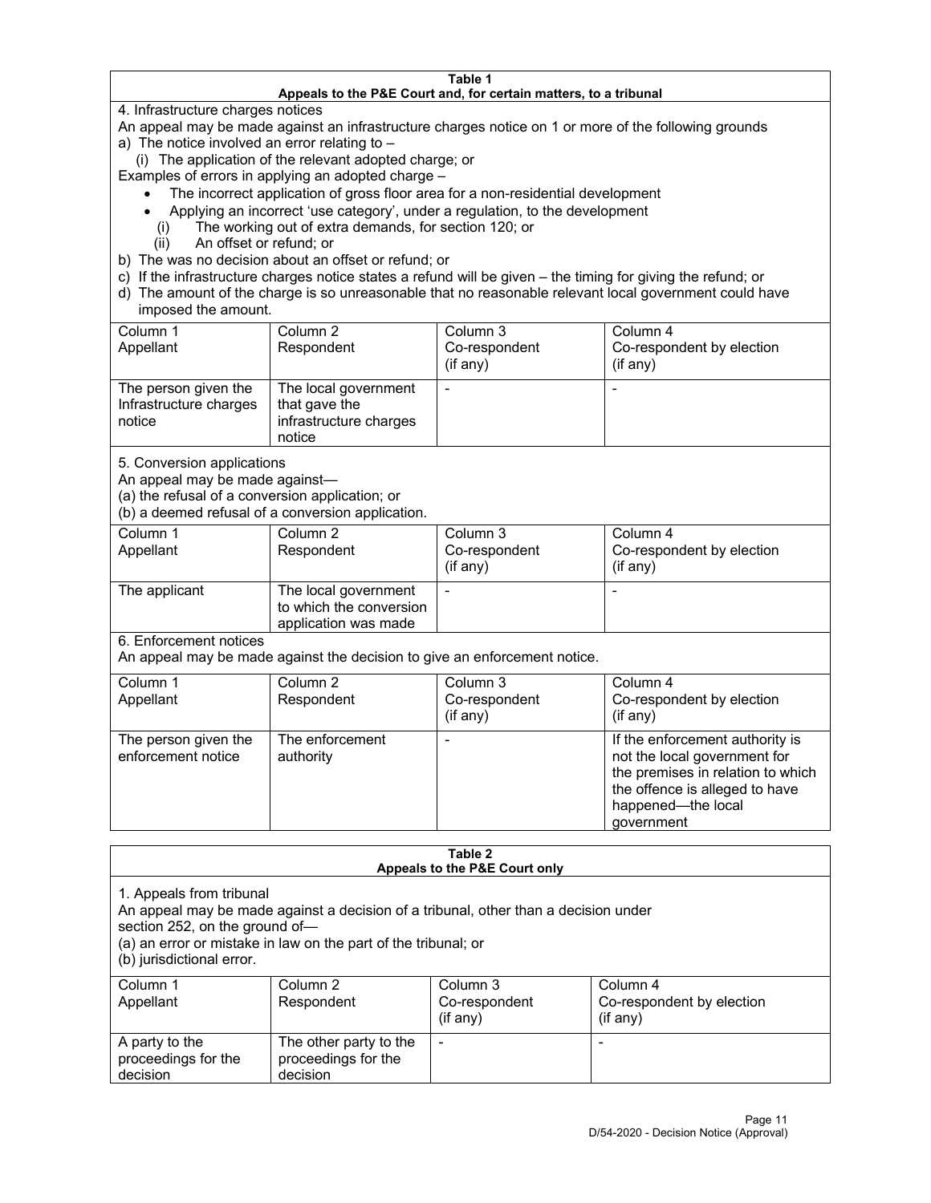**Table 1**
**Appeals to the P&E Court and, for certain matters, to a tribunal**

4. Infrastructure charges notices

An appeal may be made against an infrastructure charges notice on 1 or more of the following grounds

a) The notice involved an error relating to –

(i) The application of the relevant adopted charge; or

Examples of errors in applying an adopted charge –

- The incorrect application of gross floor area for a non-residential development
- Applying an incorrect 'use category', under a regulation, to the development

(i) The working out of extra demands, for section 120; or

(ii) An offset or refund; or

b) The was no decision about an offset or refund; or

c) If the infrastructure charges notice states a refund will be given – the timing for giving the refund; or

d) The amount of the charge is so unreasonable that no reasonable relevant local government could have imposed the amount.

| Column 1 Appellant | Column 2 Respondent | Column 3 Co-respondent (if any) | Column 4 Co-respondent by election (if any) |
|---|---|---|---|
| The person given the Infrastructure charges notice | The local government that gave the infrastructure charges notice | - | - |

5. Conversion applications

An appeal may be made against—

(a) the refusal of a conversion application; or

(b) a deemed refusal of a conversion application.

| Column 1 Appellant | Column 2 Respondent | Column 3 Co-respondent (if any) | Column 4 Co-respondent by election (if any) |
|---|---|---|---|
| The applicant | The local government to which the conversion application was made | - | - |

6. Enforcement notices

An appeal may be made against the decision to give an enforcement notice.

| Column 1 Appellant | Column 2 Respondent | Column 3 Co-respondent (if any) | Column 4 Co-respondent by election (if any) |
|---|---|---|---|
| The person given the enforcement notice | The enforcement authority | - | If the enforcement authority is not the local government for the premises in relation to which the offence is alleged to have happened—the local government |

**Table 2**
**Appeals to the P&E Court only**

1. Appeals from tribunal

An appeal may be made against a decision of a tribunal, other than a decision under section 252, on the ground of—

(a) an error or mistake in law on the part of the tribunal; or

(b) jurisdictional error.

| Column 1 Appellant | Column 2 Respondent | Column 3 Co-respondent (if any) | Column 4 Co-respondent by election (if any) |
|---|---|---|---|
| A party to the proceedings for the decision | The other party to the proceedings for the decision | - | - |

D/54-2020 - Decision Notice (Approval)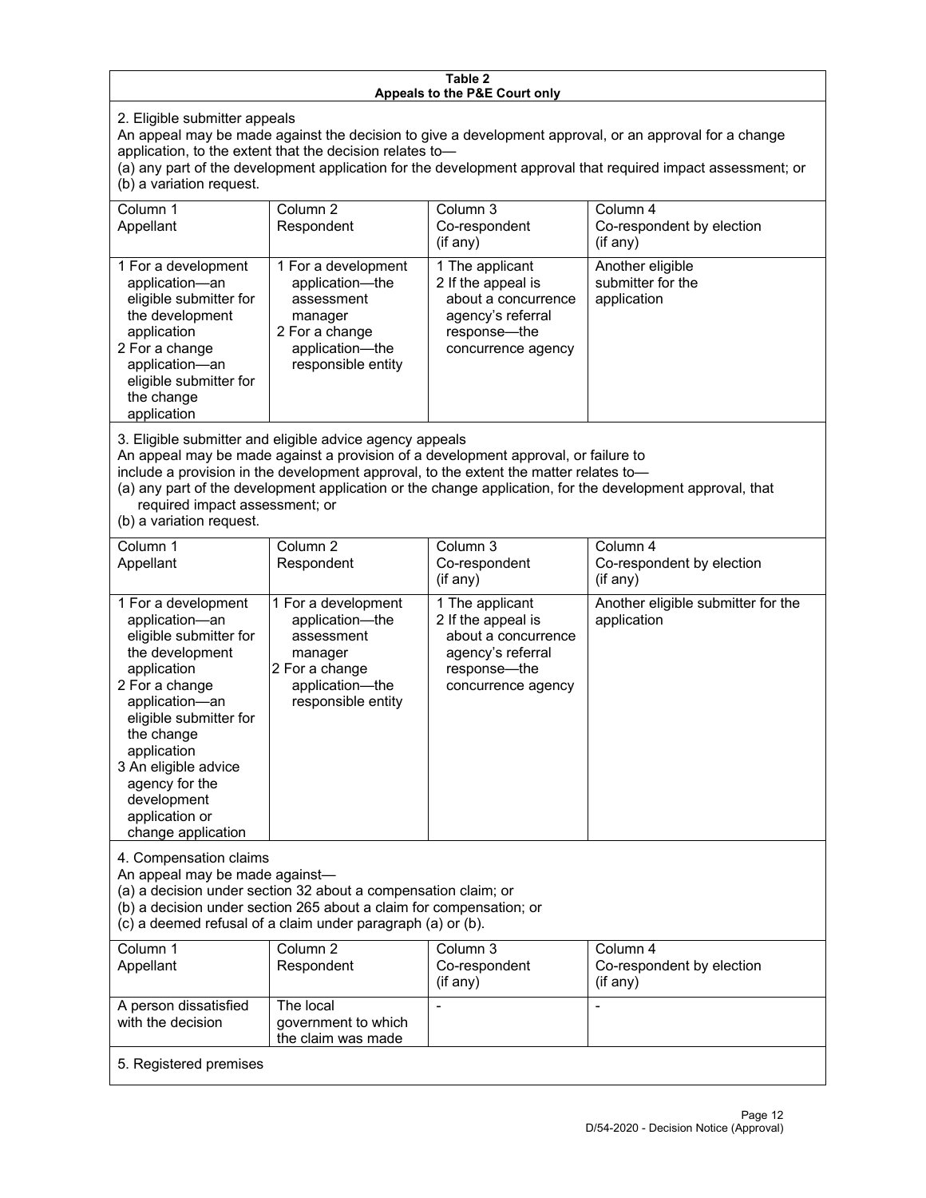**Table 2**
**Appeals to the P&E Court only**

2. Eligible submitter appeals

An appeal may be made against the decision to give a development approval, or an approval for a change application, to the extent that the decision relates to—

(a) any part of the development application for the development approval that required impact assessment; or

(b) a variation request.

| Column 1<br>Appellant | Column 2<br>Respondent | Column 3<br>Co-respondent<br>(if any) | Column 4<br>Co-respondent by election<br>(if any) |
|---|---|---|---|
| 1 For a development application—an eligible submitter for the development application<br>2 For a change application—an eligible submitter for the change application | 1 For a development application—the assessment manager<br>2 For a change application—the responsible entity | 1 The applicant<br>2 If the appeal is about a concurrence agency's referral response—the concurrence agency | Another eligible submitter for the application |

3. Eligible submitter and eligible advice agency appeals

An appeal may be made against a provision of a development approval, or failure to include a provision in the development approval, to the extent the matter relates to—

(a) any part of the development application or the change application, for the development approval, that required impact assessment; or

(b) a variation request.

| Column 1<br>Appellant | Column 2<br>Respondent | Column 3<br>Co-respondent<br>(if any) | Column 4<br>Co-respondent by election<br>(if any) |
|---|---|---|---|
| 1 For a development application—an eligible submitter for the development application<br>2 For a change application—an eligible submitter for the change application<br>3 An eligible advice agency for the development application or change application | 1 For a development application—the assessment manager<br>2 For a change application—the responsible entity | 1 The applicant<br>2 If the appeal is about a concurrence agency's referral response—the concurrence agency | Another eligible submitter for the application |

4. Compensation claims

An appeal may be made against—

(a) a decision under section 32 about a compensation claim; or

(b) a decision under section 265 about a claim for compensation; or

(c) a deemed refusal of a claim under paragraph (a) or (b).

| Column 1<br>Appellant | Column 2<br>Respondent | Column 3<br>Co-respondent<br>(if any) | Column 4<br>Co-respondent by election<br>(if any) |
|---|---|---|---|
| A person dissatisfied with the decision | The local government to which the claim was made | - | - |

5. Registered premises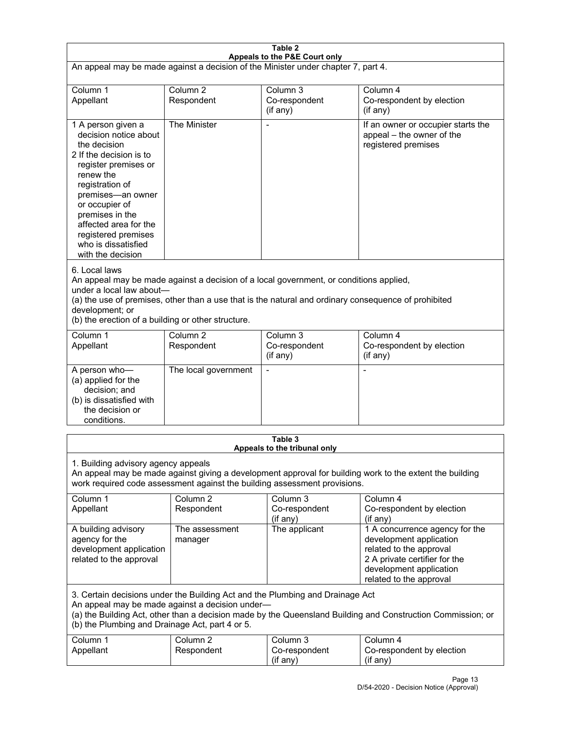**Table 2**
**Appeals to the P&E Court only**

An appeal may be made against a decision of the Minister under chapter 7, part 4.

| Column 1<br>Appellant | Column 2<br>Respondent | Column 3<br>Co-respondent<br>(if any) | Column 4<br>Co-respondent by election<br>(if any) |
|---|---|---|---|
| 1 A person given a decision notice about the decision<br>2 If the decision is to register premises or renew the registration of premises—an owner or occupier of premises in the affected area for the registered premises who is dissatisfied with the decision | The Minister | - | If an owner or occupier starts the appeal – the owner of the registered premises |

6. Local laws

An appeal may be made against a decision of a local government, or conditions applied, under a local law about—

(a) the use of premises, other than a use that is the natural and ordinary consequence of prohibited development; or

(b) the erection of a building or other structure.

| Column 1<br>Appellant | Column 2<br>Respondent | Column 3<br>Co-respondent<br>(if any) | Column 4<br>Co-respondent by election<br>(if any) |
|---|---|---|---|
| A person who—<br>(a) applied for the decision; and<br>(b) is dissatisfied with the decision or conditions. | The local government | - | - |

**Table 3**
**Appeals to the tribunal only**

1. Building advisory agency appeals

An appeal may be made against giving a development approval for building work to the extent the building work required code assessment against the building assessment provisions.

| Column 1<br>Appellant | Column 2<br>Respondent | Column 3<br>Co-respondent<br>(if any) | Column 4<br>Co-respondent by election<br>(if any) |
|---|---|---|---|
| A building advisory agency for the development application related to the approval | The assessment manager | The applicant | 1 A concurrence agency for the development application related to the approval<br>2 A private certifier for the development application related to the approval |

3. Certain decisions under the Building Act and the Plumbing and Drainage Act

An appeal may be made against a decision under—

(a) the Building Act, other than a decision made by the Queensland Building and Construction Commission; or

(b) the Plumbing and Drainage Act, part 4 or 5.

| Column 1<br>Appellant | Column 2<br>Respondent | Column 3<br>Co-respondent<br>(if any) | Column 4<br>Co-respondent by election<br>(if any) |
|---|---|---|---|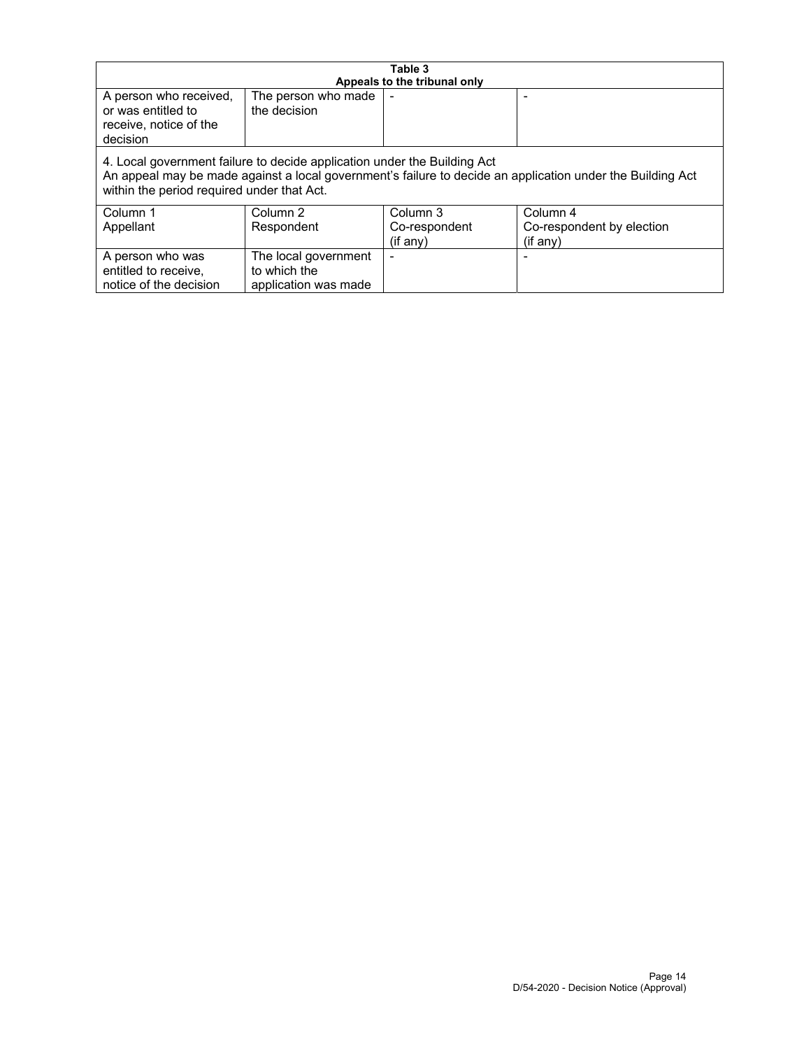| Table 3<br>Appeals to the tribunal only | | | |
|---|---|---|---|
| A person who received, or was entitled to receive, notice of the decision | The person who made the decision | - | - |

4. Local government failure to decide application under the Building Act
An appeal may be made against a local government's failure to decide an application under the Building Act within the period required under that Act.

| Column 1<br>Appellant | Column 2<br>Respondent | Column 3<br>Co-respondent (if any) | Column 4<br>Co-respondent by election (if any) |
|---|---|---|---|
| A person who was entitled to receive, notice of the decision | The local government to which the application was made | - | - |